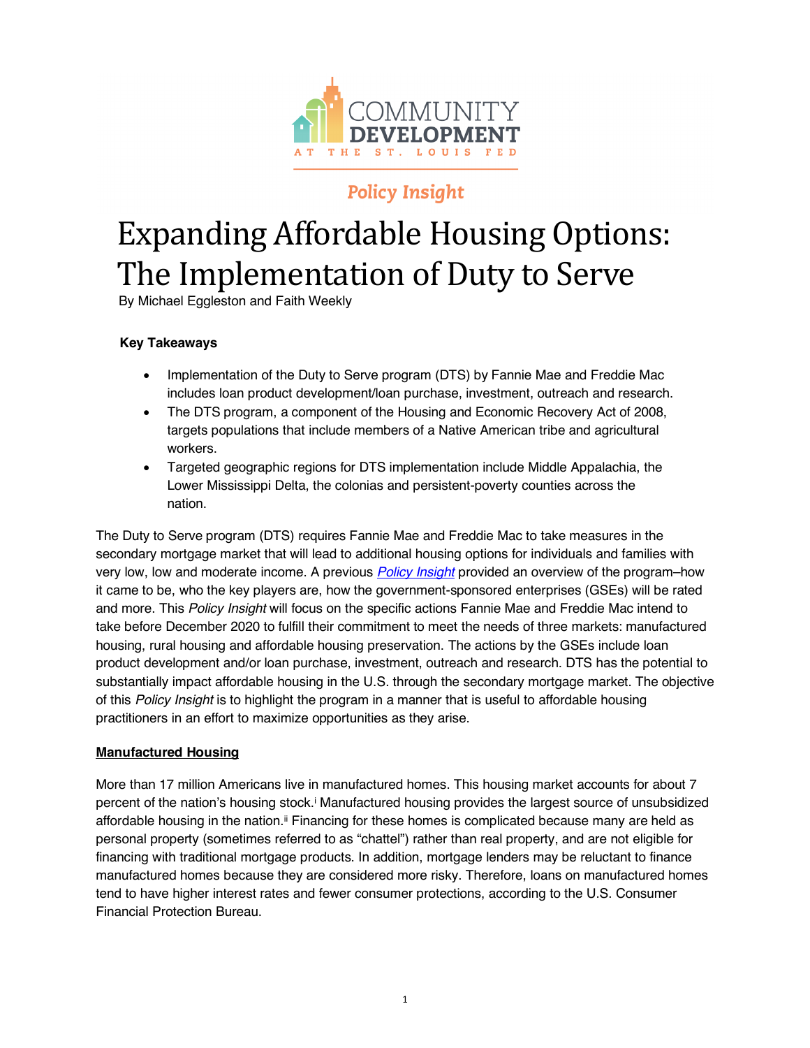COMMUNITY DEVELOPMENT AT THE ST. LOUIS FED

*Policy Insight*

# Expanding Affordable Housing Options: The Implementation of Duty to Serve

By Michael Eggleston and Faith Weekly

**Key Takeaways**

- Implementation of the Duty to Serve program (DTS) by Fannie Mae and Freddie Mac includes loan product development/loan purchase, investment, outreach and research.
- The DTS program, a component of the Housing and Economic Recovery Act of 2008, targets populations that include members of a Native American tribe and agricultural workers.
- Targeted geographic regions for DTS implementation include Middle Appalachia, the Lower Mississippi Delta, the colonias and persistent-poverty counties across the nation.

The Duty to Serve program (DTS) requires Fannie Mae and Freddie Mac to take measures in the secondary mortgage market that will lead to additional housing options for individuals and families with very low, low and moderate income. A previous *Policy Insight* provided an overview of the program–how it came to be, who the key players are, how the government-sponsored enterprises (GSEs) will be rated and more. This *Policy Insight* will focus on the specific actions Fannie Mae and Freddie Mac intend to take before December 2020 to fulfill their commitment to meet the needs of three markets: manufactured housing, rural housing and affordable housing preservation. The actions by the GSEs include loan product development and/or loan purchase, investment, outreach and research. DTS has the potential to substantially impact affordable housing in the U.S. through the secondary mortgage market. The objective of this *Policy Insight* is to highlight the program in a manner that is useful to affordable housing practitioners in an effort to maximize opportunities as they arise.

**Manufactured Housing**

More than 17 million Americans live in manufactured homes. This housing market accounts for about 7 percent of the nation's housing stock.[i] Manufactured housing provides the largest source of unsubsidized affordable housing in the nation.[ii] Financing for these homes is complicated because many are held as personal property (sometimes referred to as "chattel") rather than real property, and are not eligible for financing with traditional mortgage products. In addition, mortgage lenders may be reluctant to finance manufactured homes because they are considered more risky. Therefore, loans on manufactured homes tend to have higher interest rates and fewer consumer protections, according to the U.S. Consumer Financial Protection Bureau.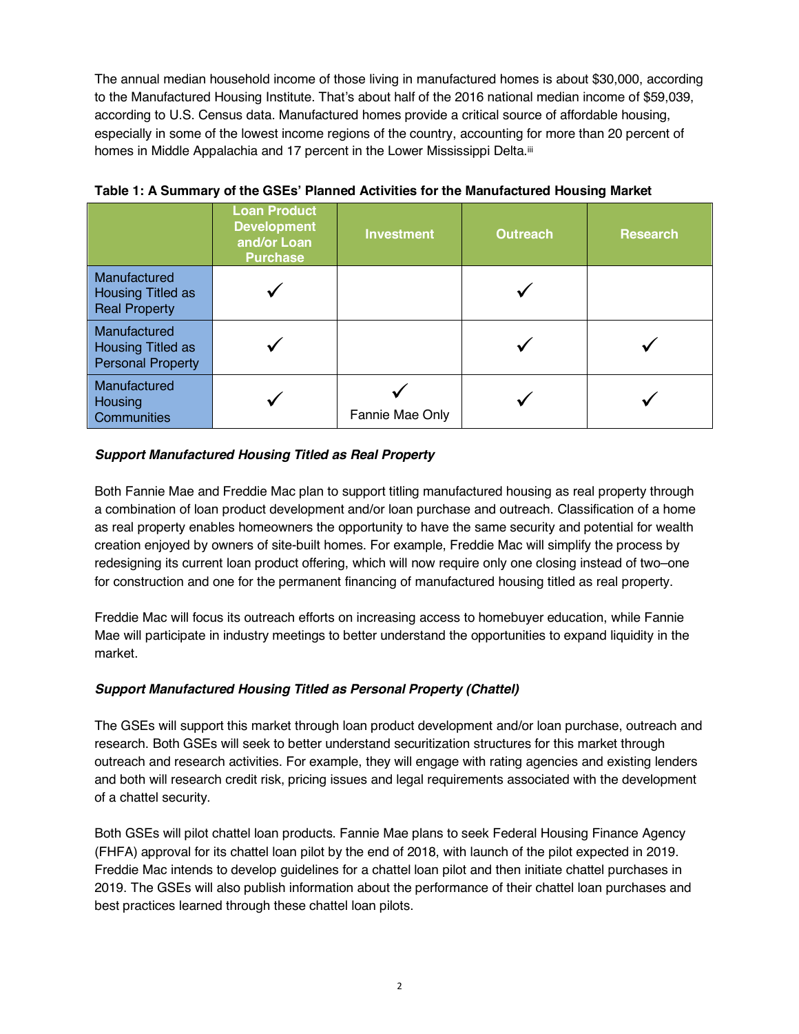The annual median household income of those living in manufactured homes is about $30,000, according to the Manufactured Housing Institute. That's about half of the 2016 national median income of $59,039, according to U.S. Census data. Manufactured homes provide a critical source of affordable housing, especially in some of the lowest income regions of the country, accounting for more than 20 percent of homes in Middle Appalachia and 17 percent in the Lower Mississippi Delta.[iii]

**Table 1: A Summary of the GSEs' Planned Activities for the Manufactured Housing Market**

| | Loan Product Development and/or Loan Purchase | Investment | Outreach | Research |
|---|---|---|---|---|
| Manufactured Housing Titled as Real Property | ✓ | | ✓ | |
| Manufactured Housing Titled as Personal Property | ✓ | | ✓ | ✓ |
| Manufactured Housing Communities | ✓ | ✓ Fannie Mae Only | ✓ | ✓ |

***Support Manufactured Housing Titled as Real Property***

Both Fannie Mae and Freddie Mac plan to support titling manufactured housing as real property through a combination of loan product development and/or loan purchase and outreach. Classification of a home as real property enables homeowners the opportunity to have the same security and potential for wealth creation enjoyed by owners of site-built homes. For example, Freddie Mac will simplify the process by redesigning its current loan product offering, which will now require only one closing instead of two–one for construction and one for the permanent financing of manufactured housing titled as real property.

Freddie Mac will focus its outreach efforts on increasing access to homebuyer education, while Fannie Mae will participate in industry meetings to better understand the opportunities to expand liquidity in the market.

***Support Manufactured Housing Titled as Personal Property (Chattel)***

The GSEs will support this market through loan product development and/or loan purchase, outreach and research. Both GSEs will seek to better understand securitization structures for this market through outreach and research activities. For example, they will engage with rating agencies and existing lenders and both will research credit risk, pricing issues and legal requirements associated with the development of a chattel security.

Both GSEs will pilot chattel loan products. Fannie Mae plans to seek Federal Housing Finance Agency (FHFA) approval for its chattel loan pilot by the end of 2018, with launch of the pilot expected in 2019. Freddie Mac intends to develop guidelines for a chattel loan pilot and then initiate chattel purchases in 2019. The GSEs will also publish information about the performance of their chattel loan purchases and best practices learned through these chattel loan pilots.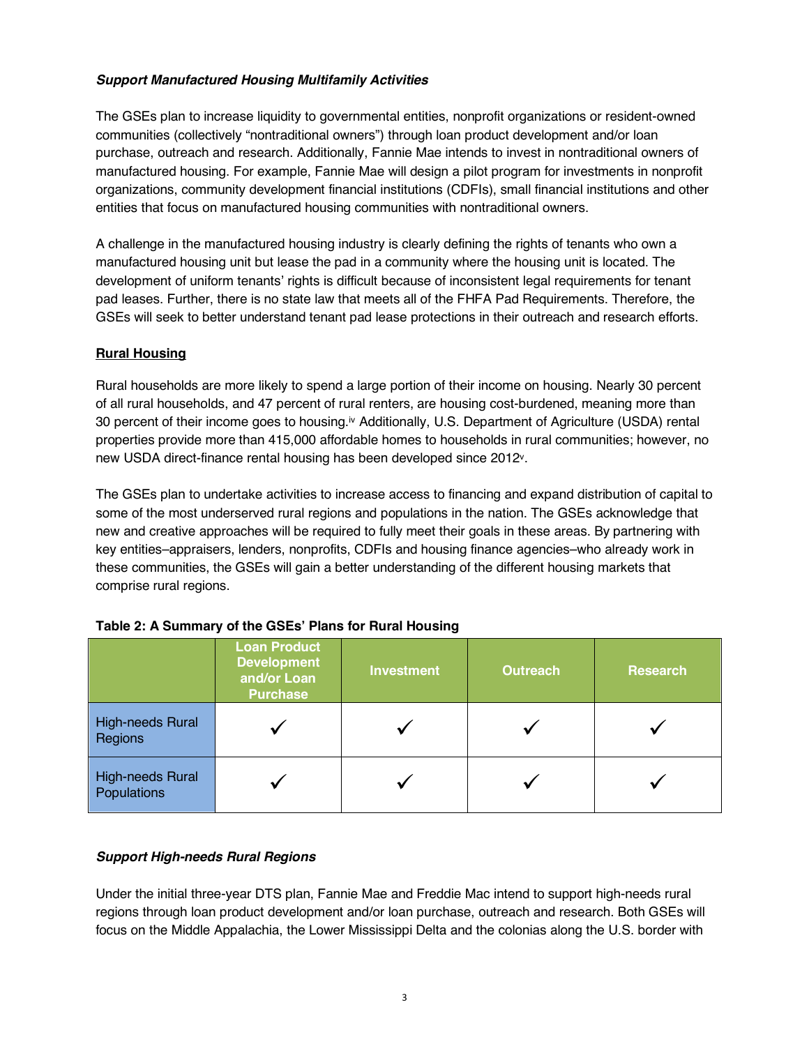***Support Manufactured Housing Multifamily Activities***

The GSEs plan to increase liquidity to governmental entities, nonprofit organizations or resident-owned communities (collectively "nontraditional owners") through loan product development and/or loan purchase, outreach and research. Additionally, Fannie Mae intends to invest in nontraditional owners of manufactured housing. For example, Fannie Mae will design a pilot program for investments in nonprofit organizations, community development financial institutions (CDFIs), small financial institutions and other entities that focus on manufactured housing communities with nontraditional owners.

A challenge in the manufactured housing industry is clearly defining the rights of tenants who own a manufactured housing unit but lease the pad in a community where the housing unit is located. The development of uniform tenants' rights is difficult because of inconsistent legal requirements for tenant pad leases. Further, there is no state law that meets all of the FHFA Pad Requirements. Therefore, the GSEs will seek to better understand tenant pad lease protections in their outreach and research efforts.

## Rural Housing

Rural households are more likely to spend a large portion of their income on housing. Nearly 30 percent of all rural households, and 47 percent of rural renters, are housing cost-burdened, meaning more than 30 percent of their income goes to housing.[iv] Additionally, U.S. Department of Agriculture (USDA) rental properties provide more than 415,000 affordable homes to households in rural communities; however, no new USDA direct-finance rental housing has been developed since 2012[v].

The GSEs plan to undertake activities to increase access to financing and expand distribution of capital to some of the most underserved rural regions and populations in the nation. The GSEs acknowledge that new and creative approaches will be required to fully meet their goals in these areas. By partnering with key entities–appraisers, lenders, nonprofits, CDFIs and housing finance agencies–who already work in these communities, the GSEs will gain a better understanding of the different housing markets that comprise rural regions.

**Table 2: A Summary of the GSEs' Plans for Rural Housing**

| | Loan Product Development and/or Loan Purchase | Investment | Outreach | Research |
|---|---|---|---|---|
| High-needs Rural Regions | ✓ | ✓ | ✓ | ✓ |
| High-needs Rural Populations | ✓ | ✓ | ✓ | ✓ |

***Support High-needs Rural Regions***

Under the initial three-year DTS plan, Fannie Mae and Freddie Mac intend to support high-needs rural regions through loan product development and/or loan purchase, outreach and research. Both GSEs will focus on the Middle Appalachia, the Lower Mississippi Delta and the colonias along the U.S. border with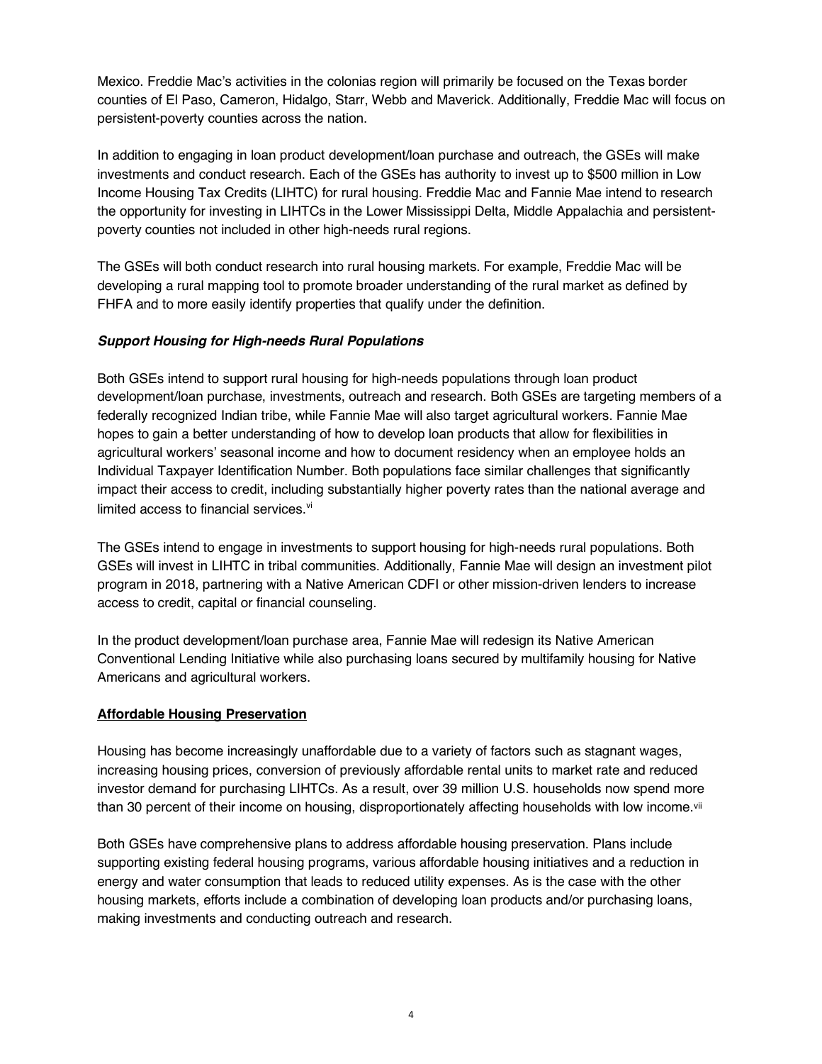Mexico. Freddie Mac's activities in the colonias region will primarily be focused on the Texas border counties of El Paso, Cameron, Hidalgo, Starr, Webb and Maverick. Additionally, Freddie Mac will focus on persistent-poverty counties across the nation.

In addition to engaging in loan product development/loan purchase and outreach, the GSEs will make investments and conduct research. Each of the GSEs has authority to invest up to $500 million in Low Income Housing Tax Credits (LIHTC) for rural housing. Freddie Mac and Fannie Mae intend to research the opportunity for investing in LIHTCs in the Lower Mississippi Delta, Middle Appalachia and persistent-poverty counties not included in other high-needs rural regions.

The GSEs will both conduct research into rural housing markets. For example, Freddie Mac will be developing a rural mapping tool to promote broader understanding of the rural market as defined by FHFA and to more easily identify properties that qualify under the definition.

***Support Housing for High-needs Rural Populations***

Both GSEs intend to support rural housing for high-needs populations through loan product development/loan purchase, investments, outreach and research. Both GSEs are targeting members of a federally recognized Indian tribe, while Fannie Mae will also target agricultural workers. Fannie Mae hopes to gain a better understanding of how to develop loan products that allow for flexibilities in agricultural workers' seasonal income and how to document residency when an employee holds an Individual Taxpayer Identification Number. Both populations face similar challenges that significantly impact their access to credit, including substantially higher poverty rates than the national average and limited access to financial services.[vi]

The GSEs intend to engage in investments to support housing for high-needs rural populations. Both GSEs will invest in LIHTC in tribal communities. Additionally, Fannie Mae will design an investment pilot program in 2018, partnering with a Native American CDFI or other mission-driven lenders to increase access to credit, capital or financial counseling.

In the product development/loan purchase area, Fannie Mae will redesign its Native American Conventional Lending Initiative while also purchasing loans secured by multifamily housing for Native Americans and agricultural workers.

**Affordable Housing Preservation**

Housing has become increasingly unaffordable due to a variety of factors such as stagnant wages, increasing housing prices, conversion of previously affordable rental units to market rate and reduced investor demand for purchasing LIHTCs. As a result, over 39 million U.S. households now spend more than 30 percent of their income on housing, disproportionately affecting households with low income.[vii]

Both GSEs have comprehensive plans to address affordable housing preservation. Plans include supporting existing federal housing programs, various affordable housing initiatives and a reduction in energy and water consumption that leads to reduced utility expenses. As is the case with the other housing markets, efforts include a combination of developing loan products and/or purchasing loans, making investments and conducting outreach and research.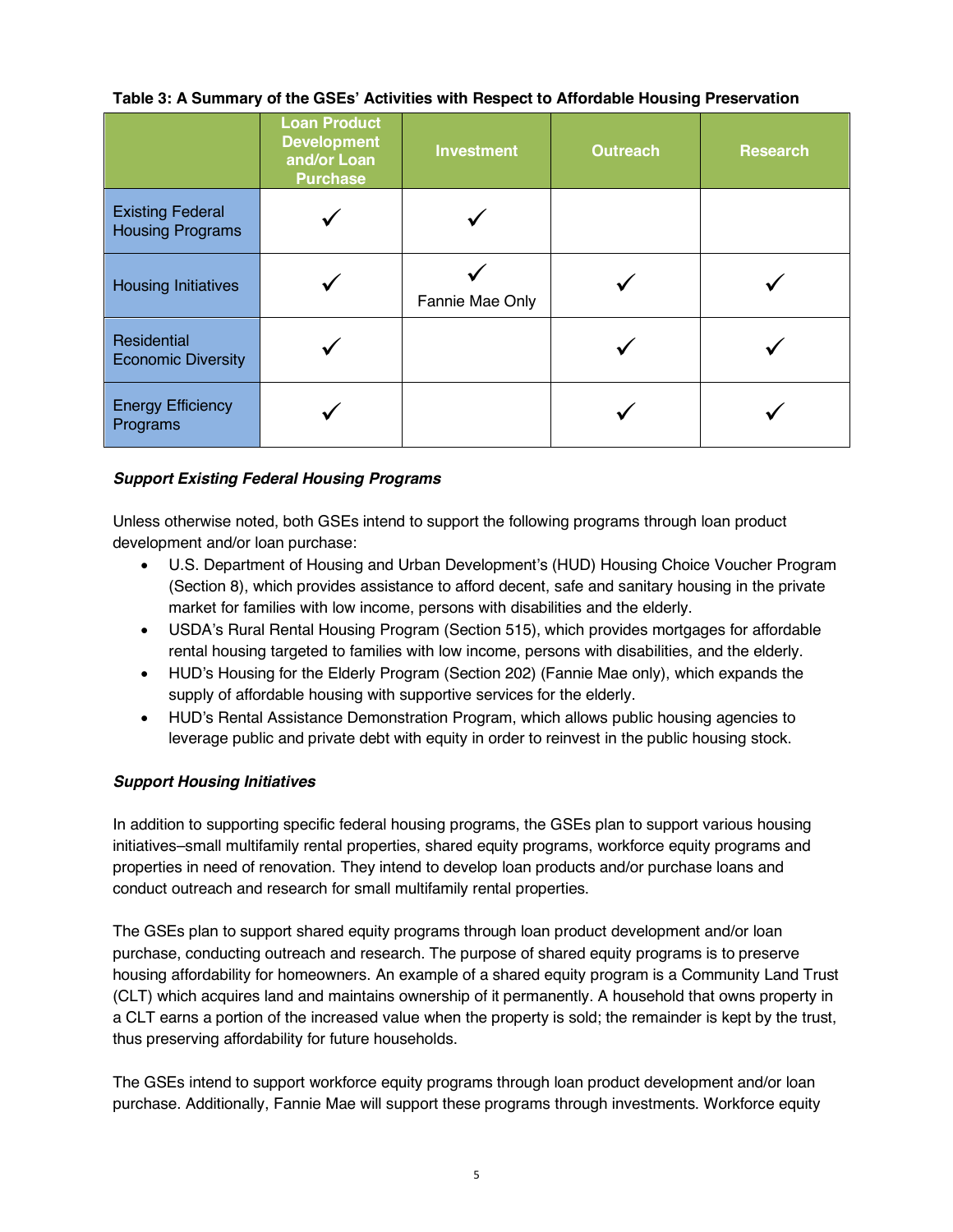**Table 3: A Summary of the GSEs' Activities with Respect to Affordable Housing Preservation**

| | Loan Product Development and/or Loan Purchase | Investment | Outreach | Research |
|---|---|---|---|---|
| Existing Federal Housing Programs | ✓ | ✓ | | |
| Housing Initiatives | ✓ | ✓ Fannie Mae Only | ✓ | ✓ |
| Residential Economic Diversity | ✓ | | ✓ | ✓ |
| Energy Efficiency Programs | ✓ | | ✓ | ✓ |

***Support Existing Federal Housing Programs***

Unless otherwise noted, both GSEs intend to support the following programs through loan product development and/or loan purchase:

- U.S. Department of Housing and Urban Development's (HUD) Housing Choice Voucher Program (Section 8), which provides assistance to afford decent, safe and sanitary housing in the private market for families with low income, persons with disabilities and the elderly.
- USDA's Rural Rental Housing Program (Section 515), which provides mortgages for affordable rental housing targeted to families with low income, persons with disabilities, and the elderly.
- HUD's Housing for the Elderly Program (Section 202) (Fannie Mae only), which expands the supply of affordable housing with supportive services for the elderly.
- HUD's Rental Assistance Demonstration Program, which allows public housing agencies to leverage public and private debt with equity in order to reinvest in the public housing stock.

***Support Housing Initiatives***

In addition to supporting specific federal housing programs, the GSEs plan to support various housing initiatives–small multifamily rental properties, shared equity programs, workforce equity programs and properties in need of renovation. They intend to develop loan products and/or purchase loans and conduct outreach and research for small multifamily rental properties.

The GSEs plan to support shared equity programs through loan product development and/or loan purchase, conducting outreach and research. The purpose of shared equity programs is to preserve housing affordability for homeowners. An example of a shared equity program is a Community Land Trust (CLT) which acquires land and maintains ownership of it permanently. A household that owns property in a CLT earns a portion of the increased value when the property is sold; the remainder is kept by the trust, thus preserving affordability for future households.

The GSEs intend to support workforce equity programs through loan product development and/or loan purchase. Additionally, Fannie Mae will support these programs through investments. Workforce equity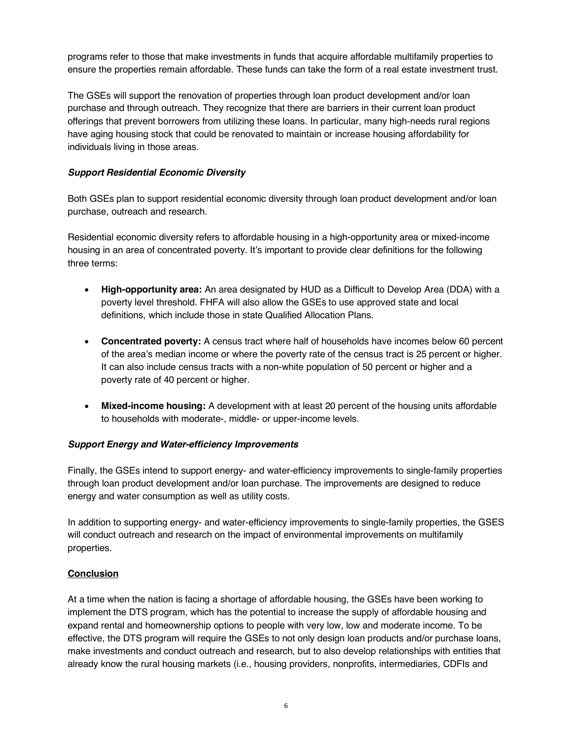programs refer to those that make investments in funds that acquire affordable multifamily properties to ensure the properties remain affordable. These funds can take the form of a real estate investment trust.

The GSEs will support the renovation of properties through loan product development and/or loan purchase and through outreach. They recognize that there are barriers in their current loan product offerings that prevent borrowers from utilizing these loans. In particular, many high-needs rural regions have aging housing stock that could be renovated to maintain or increase housing affordability for individuals living in those areas.

### *Support Residential Economic Diversity*

Both GSEs plan to support residential economic diversity through loan product development and/or loan purchase, outreach and research.

Residential economic diversity refers to affordable housing in a high-opportunity area or mixed-income housing in an area of concentrated poverty. It's important to provide clear definitions for the following three terms:

- **High-opportunity area:** An area designated by HUD as a Difficult to Develop Area (DDA) with a poverty level threshold. FHFA will also allow the GSEs to use approved state and local definitions, which include those in state Qualified Allocation Plans.

- **Concentrated poverty:** A census tract where half of households have incomes below 60 percent of the area's median income or where the poverty rate of the census tract is 25 percent or higher. It can also include census tracts with a non-white population of 50 percent or higher and a poverty rate of 40 percent or higher.

- **Mixed-income housing:** A development with at least 20 percent of the housing units affordable to households with moderate-, middle- or upper-income levels.

### *Support Energy and Water-efficiency Improvements*

Finally, the GSEs intend to support energy- and water-efficiency improvements to single-family properties through loan product development and/or loan purchase. The improvements are designed to reduce energy and water consumption as well as utility costs.

In addition to supporting energy- and water-efficiency improvements to single-family properties, the GSES will conduct outreach and research on the impact of environmental improvements on multifamily properties.

## Conclusion

At a time when the nation is facing a shortage of affordable housing, the GSEs have been working to implement the DTS program, which has the potential to increase the supply of affordable housing and expand rental and homeownership options to people with very low, low and moderate income. To be effective, the DTS program will require the GSEs to not only design loan products and/or purchase loans, make investments and conduct outreach and research, but to also develop relationships with entities that already know the rural housing markets (i.e., housing providers, nonprofits, intermediaries, CDFIs and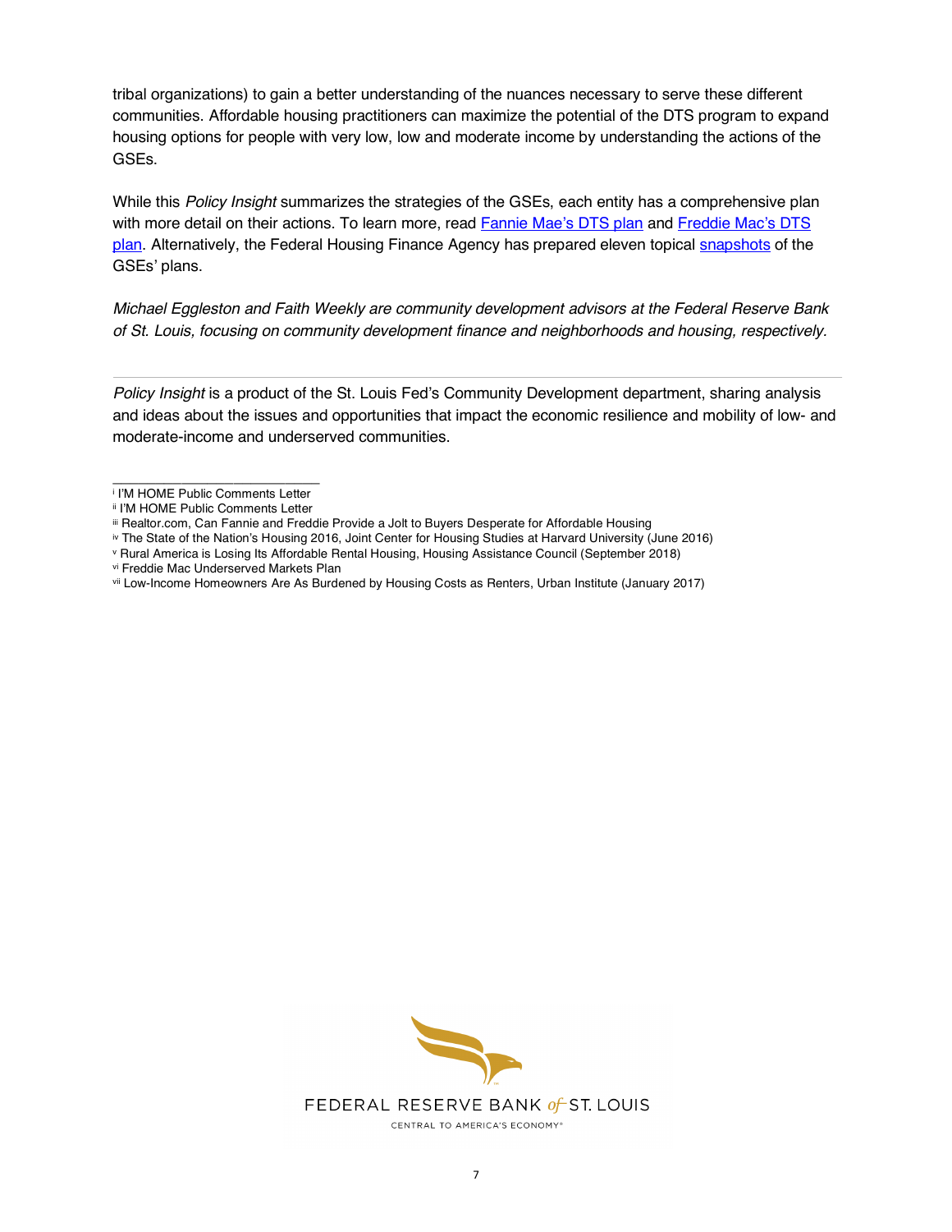tribal organizations) to gain a better understanding of the nuances necessary to serve these different communities. Affordable housing practitioners can maximize the potential of the DTS program to expand housing options for people with very low, low and moderate income by understanding the actions of the GSEs.

While this *Policy Insight* summarizes the strategies of the GSEs, each entity has a comprehensive plan with more detail on their actions. To learn more, read Fannie Mae's DTS plan and Freddie Mac's DTS plan. Alternatively, the Federal Housing Finance Agency has prepared eleven topical snapshots of the GSEs' plans.

*Michael Eggleston and Faith Weekly are community development advisors at the Federal Reserve Bank of St. Louis, focusing on community development finance and neighborhoods and housing, respectively.*

---

*Policy Insight* is a product of the St. Louis Fed's Community Development department, sharing analysis and ideas about the issues and opportunities that impact the economic resilience and mobility of low- and moderate-income and underserved communities.

---

[i] I'M HOME Public Comments Letter
[ii] I'M HOME Public Comments Letter
[iii] Realtor.com, Can Fannie and Freddie Provide a Jolt to Buyers Desperate for Affordable Housing
[iv] The State of the Nation's Housing 2016, Joint Center for Housing Studies at Harvard University (June 2016)
[v] Rural America is Losing Its Affordable Rental Housing, Housing Assistance Council (September 2018)
[vi] Freddie Mac Underserved Markets Plan
[vii] Low-Income Homeowners Are As Burdened by Housing Costs as Renters, Urban Institute (January 2017)

FEDERAL RESERVE BANK *of* ST. LOUIS
CENTRAL TO AMERICA'S ECONOMY®